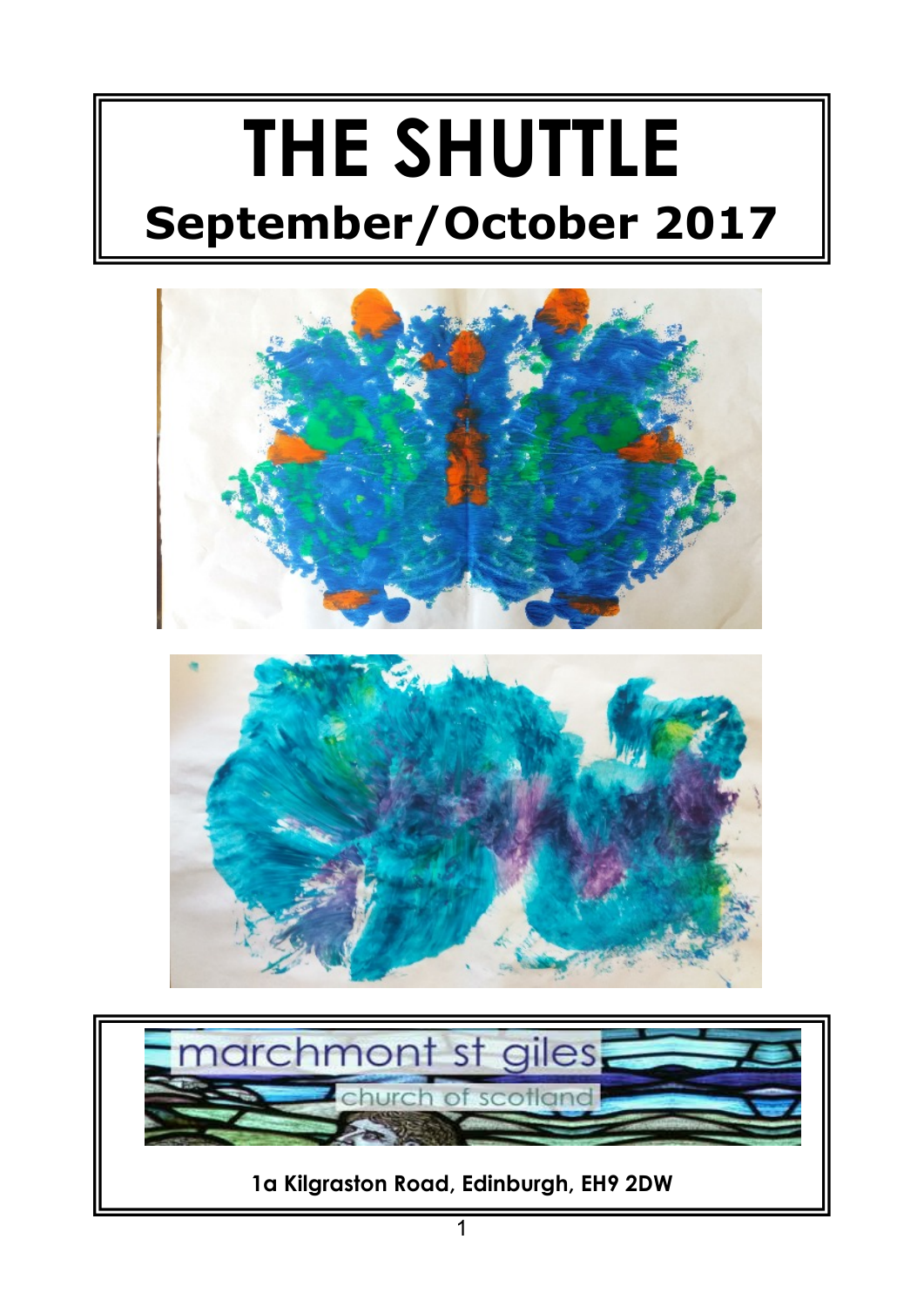# THE SHUTTLE

## September/October 2017

marchmont st giles

church of scotland

**1a Kilgraston Road, Edinburgh, EH9 2DW**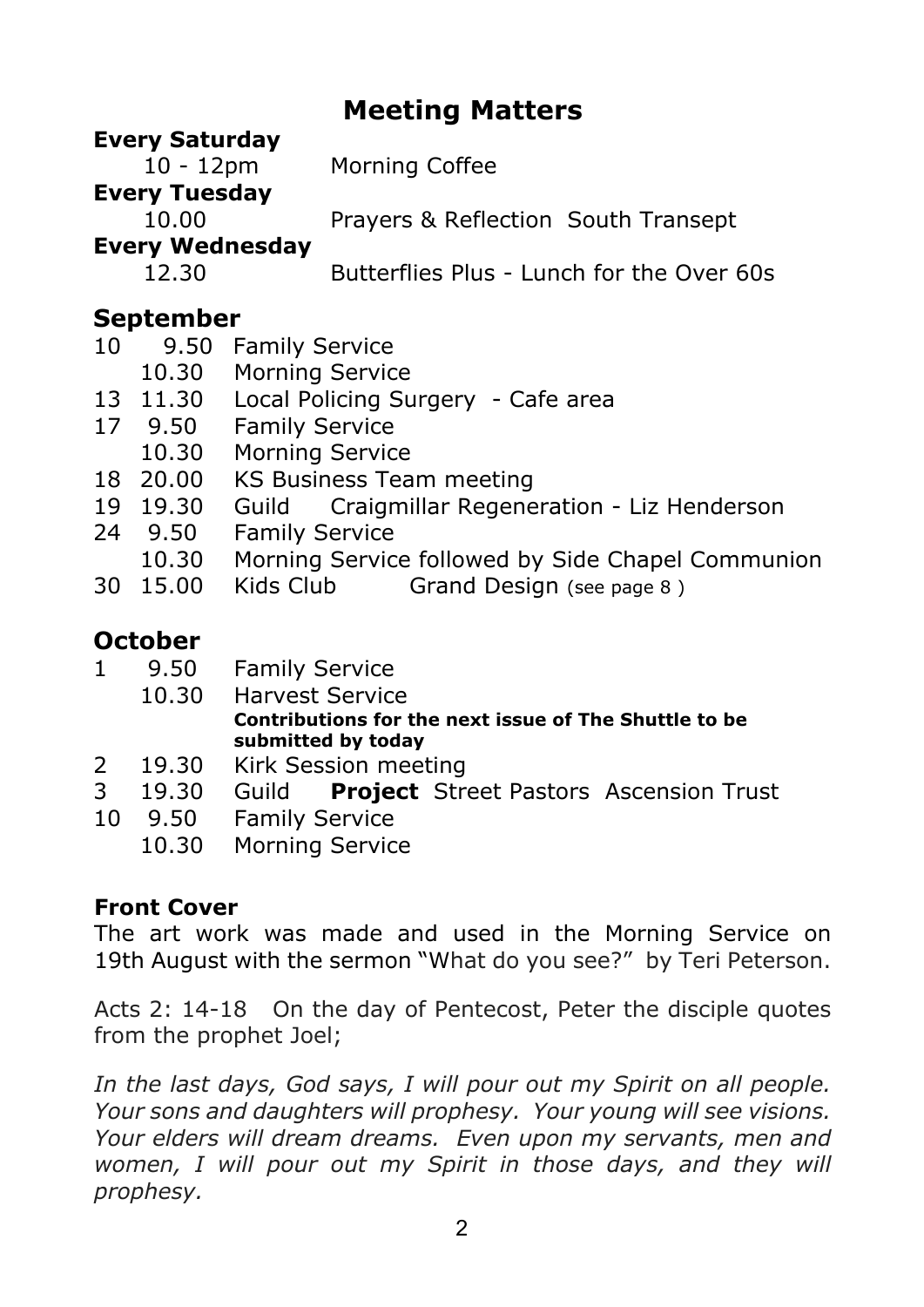# Meeting Matters

**Every Saturday**
10 - 12pm Morning Coffee

**Every Tuesday**
10.00 Prayers & Reflection South Transept

**Every Wednesday**
12.30 Butterflies Plus - Lunch for the Over 60s

## September

| Date | Time | Event |
|---|---|---|
| 10 | 9.50 | Family Service |
| | 10.30 | Morning Service |
| 13 | 11.30 | Local Policing Surgery - Cafe area |
| 17 | 9.50 | Family Service |
| | 10.30 | Morning Service |
| 18 | 20.00 | KS Business Team meeting |
| 19 | 19.30 | Guild Craigmillar Regeneration - Liz Henderson |
| 24 | 9.50 | Family Service |
| | 10.30 | Morning Service followed by Side Chapel Communion |
| 30 | 15.00 | Kids Club Grand Design (see page 8 ) |

## October

| Date | Time | Event |
|---|---|---|
| 1 | 9.50 | Family Service |
| | 10.30 | Harvest Service<br>**Contributions for the next issue of The Shuttle to be submitted by today** |
| 2 | 19.30 | Kirk Session meeting |
| 3 | 19.30 | Guild **Project** Street Pastors Ascension Trust |
| 10 | 9.50 | Family Service |
| | 10.30 | Morning Service |

### Front Cover

The art work was made and used in the Morning Service on 19th August with the sermon "What do you see?" by Teri Peterson.

Acts 2: 14-18 On the day of Pentecost, Peter the disciple quotes from the prophet Joel;

*In the last days, God says, I will pour out my Spirit on all people. Your sons and daughters will prophesy. Your young will see visions. Your elders will dream dreams. Even upon my servants, men and women, I will pour out my Spirit in those days, and they will prophesy.*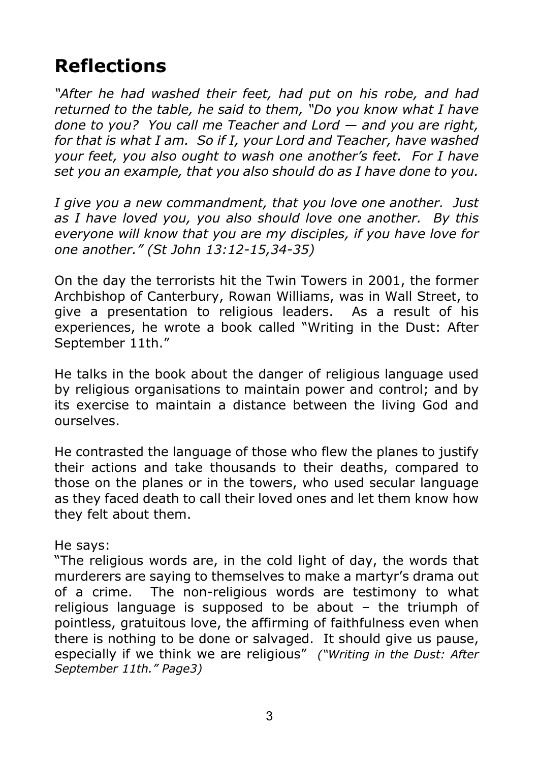# Reflections

*"After he had washed their feet, had put on his robe, and had returned to the table, he said to them, "Do you know what I have done to you? You call me Teacher and Lord — and you are right, for that is what I am. So if I, your Lord and Teacher, have washed your feet, you also ought to wash one another's feet. For I have set you an example, that you also should do as I have done to you.*

*I give you a new commandment, that you love one another. Just as I have loved you, you also should love one another. By this everyone will know that you are my disciples, if you have love for one another." (St John 13:12-15,34-35)*

On the day the terrorists hit the Twin Towers in 2001, the former Archbishop of Canterbury, Rowan Williams, was in Wall Street, to give a presentation to religious leaders. As a result of his experiences, he wrote a book called "Writing in the Dust: After September 11th."

He talks in the book about the danger of religious language used by religious organisations to maintain power and control; and by its exercise to maintain a distance between the living God and ourselves.

He contrasted the language of those who flew the planes to justify their actions and take thousands to their deaths, compared to those on the planes or in the towers, who used secular language as they faced death to call their loved ones and let them know how they felt about them.

He says:
"The religious words are, in the cold light of day, the words that murderers are saying to themselves to make a martyr's drama out of a crime. The non-religious words are testimony to what religious language is supposed to be about – the triumph of pointless, gratuitous love, the affirming of faithfulness even when there is nothing to be done or salvaged. It should give us pause, especially if we think we are religious" *("Writing in the Dust: After September 11th." Page3)*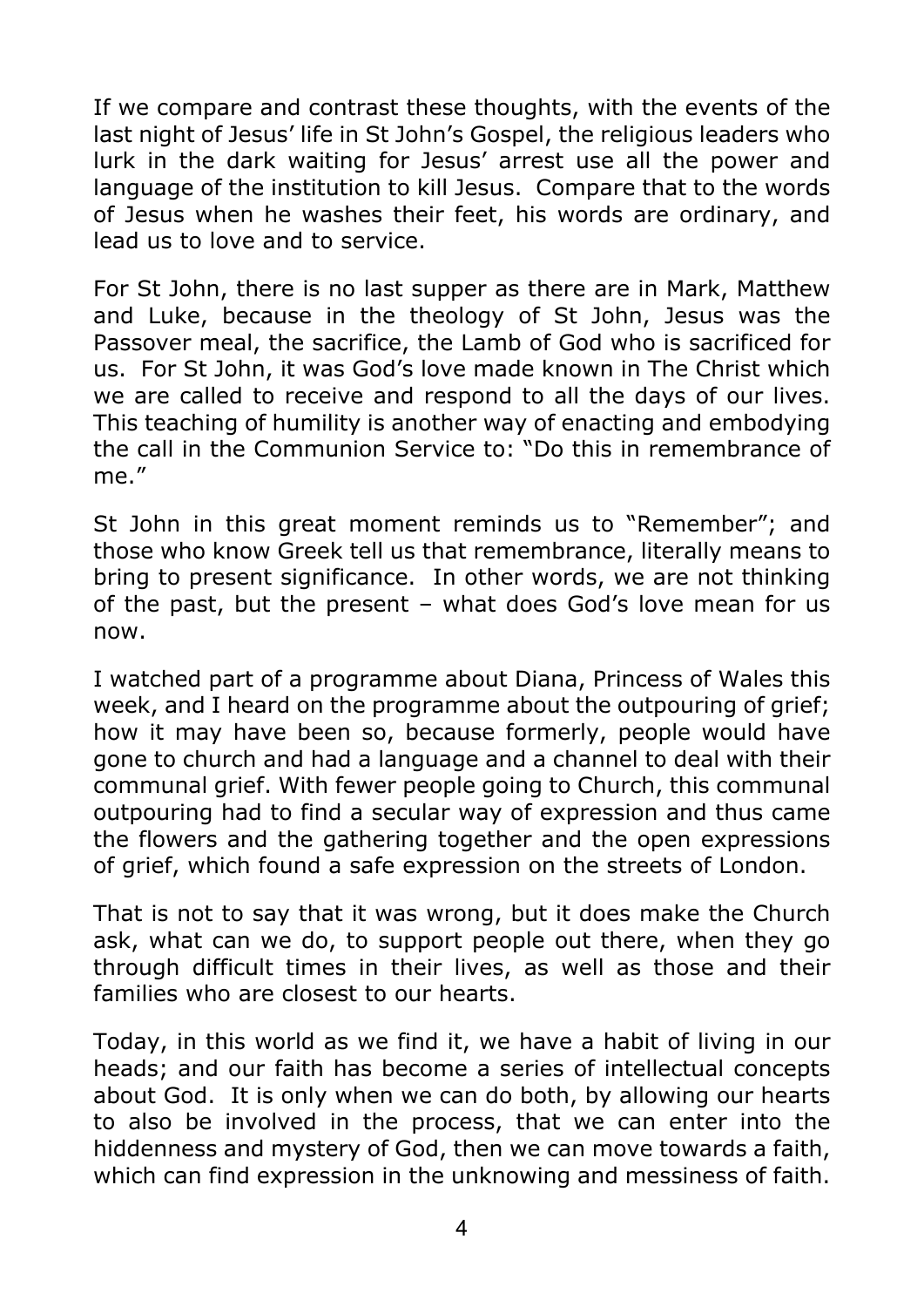If we compare and contrast these thoughts, with the events of the last night of Jesus' life in St John's Gospel, the religious leaders who lurk in the dark waiting for Jesus' arrest use all the power and language of the institution to kill Jesus. Compare that to the words of Jesus when he washes their feet, his words are ordinary, and lead us to love and to service.

For St John, there is no last supper as there are in Mark, Matthew and Luke, because in the theology of St John, Jesus was the Passover meal, the sacrifice, the Lamb of God who is sacrificed for us. For St John, it was God's love made known in The Christ which we are called to receive and respond to all the days of our lives. This teaching of humility is another way of enacting and embodying the call in the Communion Service to: "Do this in remembrance of me."

St John in this great moment reminds us to "Remember"; and those who know Greek tell us that remembrance, literally means to bring to present significance. In other words, we are not thinking of the past, but the present – what does God's love mean for us now.

I watched part of a programme about Diana, Princess of Wales this week, and I heard on the programme about the outpouring of grief; how it may have been so, because formerly, people would have gone to church and had a language and a channel to deal with their communal grief. With fewer people going to Church, this communal outpouring had to find a secular way of expression and thus came the flowers and the gathering together and the open expressions of grief, which found a safe expression on the streets of London.

That is not to say that it was wrong, but it does make the Church ask, what can we do, to support people out there, when they go through difficult times in their lives, as well as those and their families who are closest to our hearts.

Today, in this world as we find it, we have a habit of living in our heads; and our faith has become a series of intellectual concepts about God. It is only when we can do both, by allowing our hearts to also be involved in the process, that we can enter into the hiddenness and mystery of God, then we can move towards a faith, which can find expression in the unknowing and messiness of faith.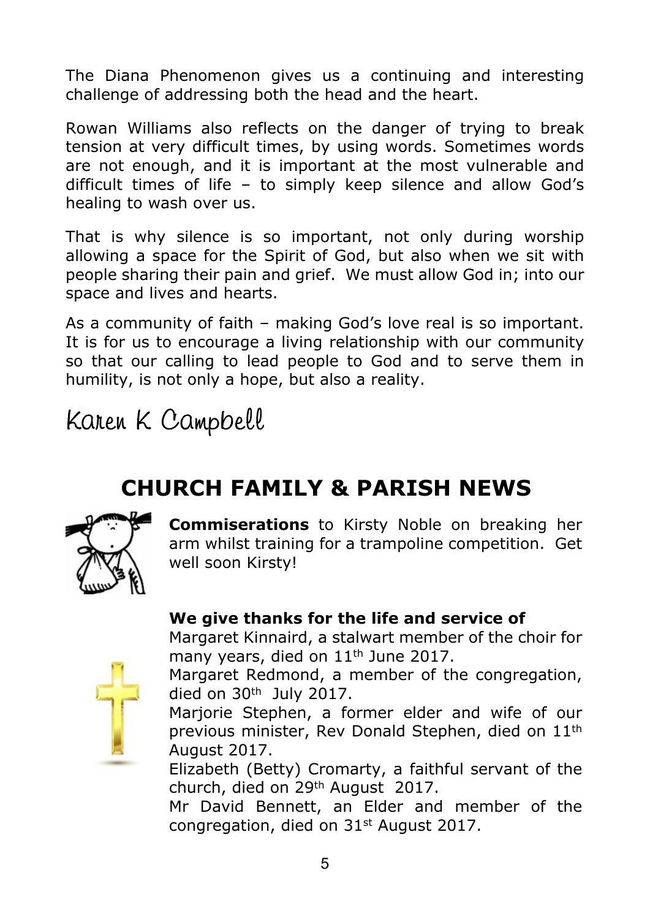The Diana Phenomenon gives us a continuing and interesting challenge of addressing both the head and the heart.

Rowan Williams also reflects on the danger of trying to break tension at very difficult times, by using words. Sometimes words are not enough, and it is important at the most vulnerable and difficult times of life – to simply keep silence and allow God's healing to wash over us.

That is why silence is so important, not only during worship allowing a space for the Spirit of God, but also when we sit with people sharing their pain and grief. We must allow God in; into our space and lives and hearts.

As a community of faith – making God's love real is so important. It is for us to encourage a living relationship with our community so that our calling to lead people to God and to serve them in humility, is not only a hope, but also a reality.

Karen K Campbell

## CHURCH FAMILY & PARISH NEWS

**Commiserations** to Kirsty Noble on breaking her arm whilst training for a trampoline competition. Get well soon Kirsty!

**We give thanks for the life and service of**

Margaret Kinnaird, a stalwart member of the choir for many years, died on 11th June 2017.

Margaret Redmond, a member of the congregation, died on 30th July 2017.

Marjorie Stephen, a former elder and wife of our previous minister, Rev Donald Stephen, died on 11th August 2017.

Elizabeth (Betty) Cromarty, a faithful servant of the church, died on 29th August 2017.

Mr David Bennett, an Elder and member of the congregation, died on 31st August 2017.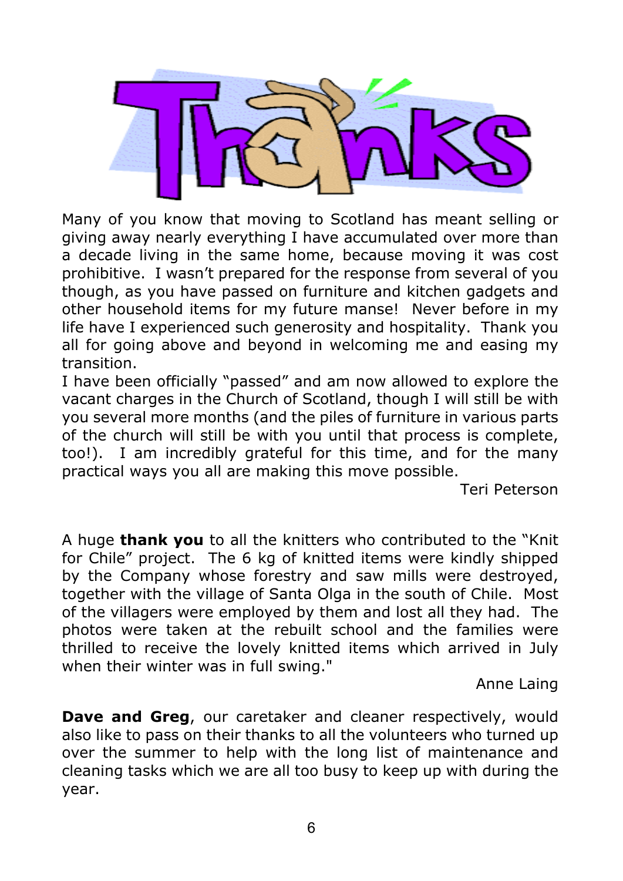# Thanks

Many of you know that moving to Scotland has meant selling or giving away nearly everything I have accumulated over more than a decade living in the same home, because moving it was cost prohibitive. I wasn't prepared for the response from several of you though, as you have passed on furniture and kitchen gadgets and other household items for my future manse! Never before in my life have I experienced such generosity and hospitality. Thank you all for going above and beyond in welcoming me and easing my transition.

I have been officially "passed" and am now allowed to explore the vacant charges in the Church of Scotland, though I will still be with you several more months (and the piles of furniture in various parts of the church will still be with you until that process is complete, too!). I am incredibly grateful for this time, and for the many practical ways you all are making this move possible.

Teri Peterson

A huge **thank you** to all the knitters who contributed to the "Knit for Chile" project. The 6 kg of knitted items were kindly shipped by the Company whose forestry and saw mills were destroyed, together with the village of Santa Olga in the south of Chile. Most of the villagers were employed by them and lost all they had. The photos were taken at the rebuilt school and the families were thrilled to receive the lovely knitted items which arrived in July when their winter was in full swing."

Anne Laing

**Dave and Greg**, our caretaker and cleaner respectively, would also like to pass on their thanks to all the volunteers who turned up over the summer to help with the long list of maintenance and cleaning tasks which we are all too busy to keep up with during the year.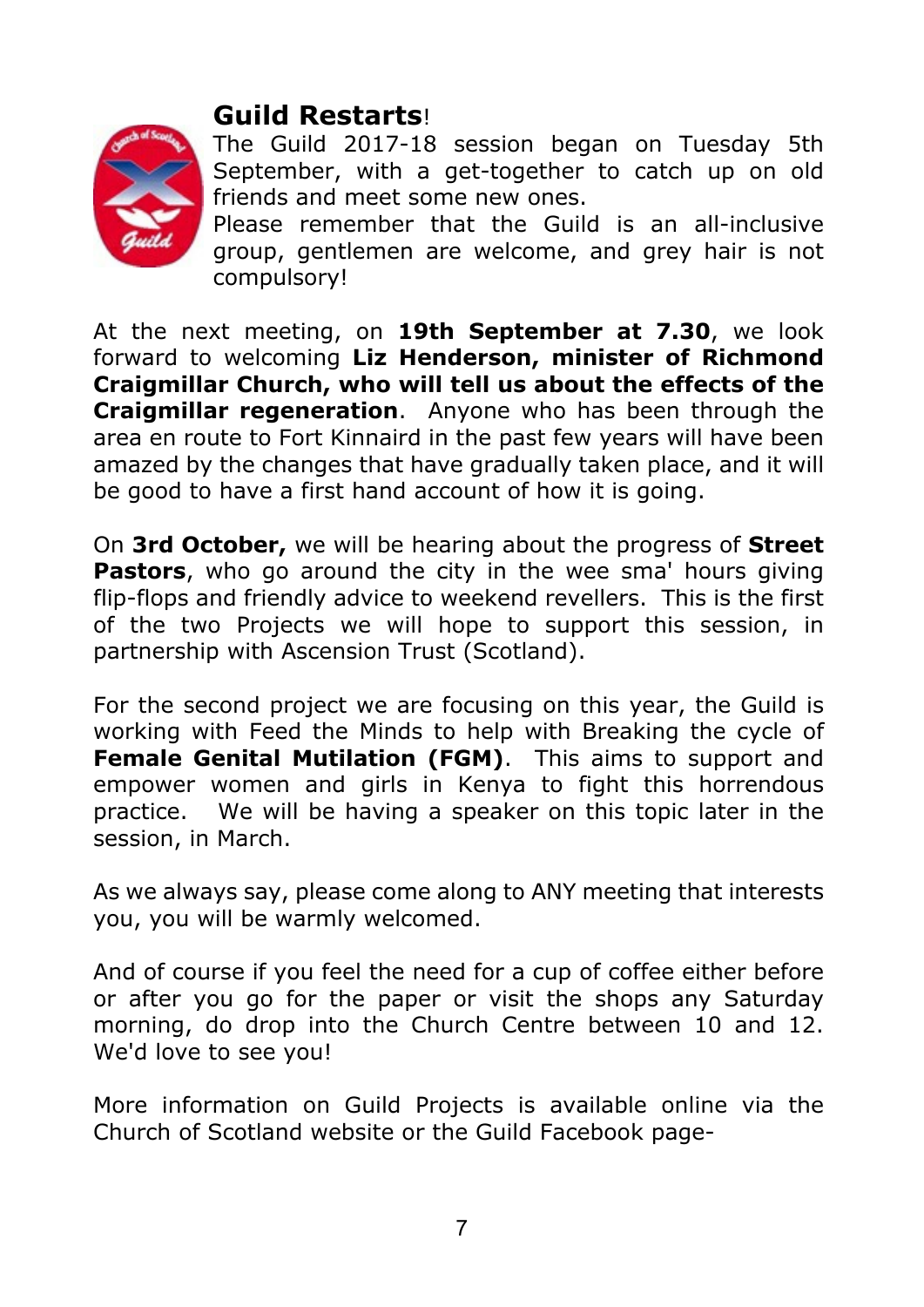## **Guild Restarts**!

The Guild 2017-18 session began on Tuesday 5th September, with a get-together to catch up on old friends and meet some new ones.
Please remember that the Guild is an all-inclusive group, gentlemen are welcome, and grey hair is not compulsory!

At the next meeting, on **19th September at 7.30**, we look forward to welcoming **Liz Henderson, minister of Richmond Craigmillar Church, who will tell us about the effects of the Craigmillar regeneration**. Anyone who has been through the area en route to Fort Kinnaird in the past few years will have been amazed by the changes that have gradually taken place, and it will be good to have a first hand account of how it is going.

On **3rd October,** we will be hearing about the progress of **Street Pastors**, who go around the city in the wee sma' hours giving flip-flops and friendly advice to weekend revellers. This is the first of the two Projects we will hope to support this session, in partnership with Ascension Trust (Scotland).

For the second project we are focusing on this year, the Guild is working with Feed the Minds to help with Breaking the cycle of **Female Genital Mutilation (FGM)**. This aims to support and empower women and girls in Kenya to fight this horrendous practice. We will be having a speaker on this topic later in the session, in March.

As we always say, please come along to ANY meeting that interests you, you will be warmly welcomed.

And of course if you feel the need for a cup of coffee either before or after you go for the paper or visit the shops any Saturday morning, do drop into the Church Centre between 10 and 12. We'd love to see you!

More information on Guild Projects is available online via the Church of Scotland website or the Guild Facebook page-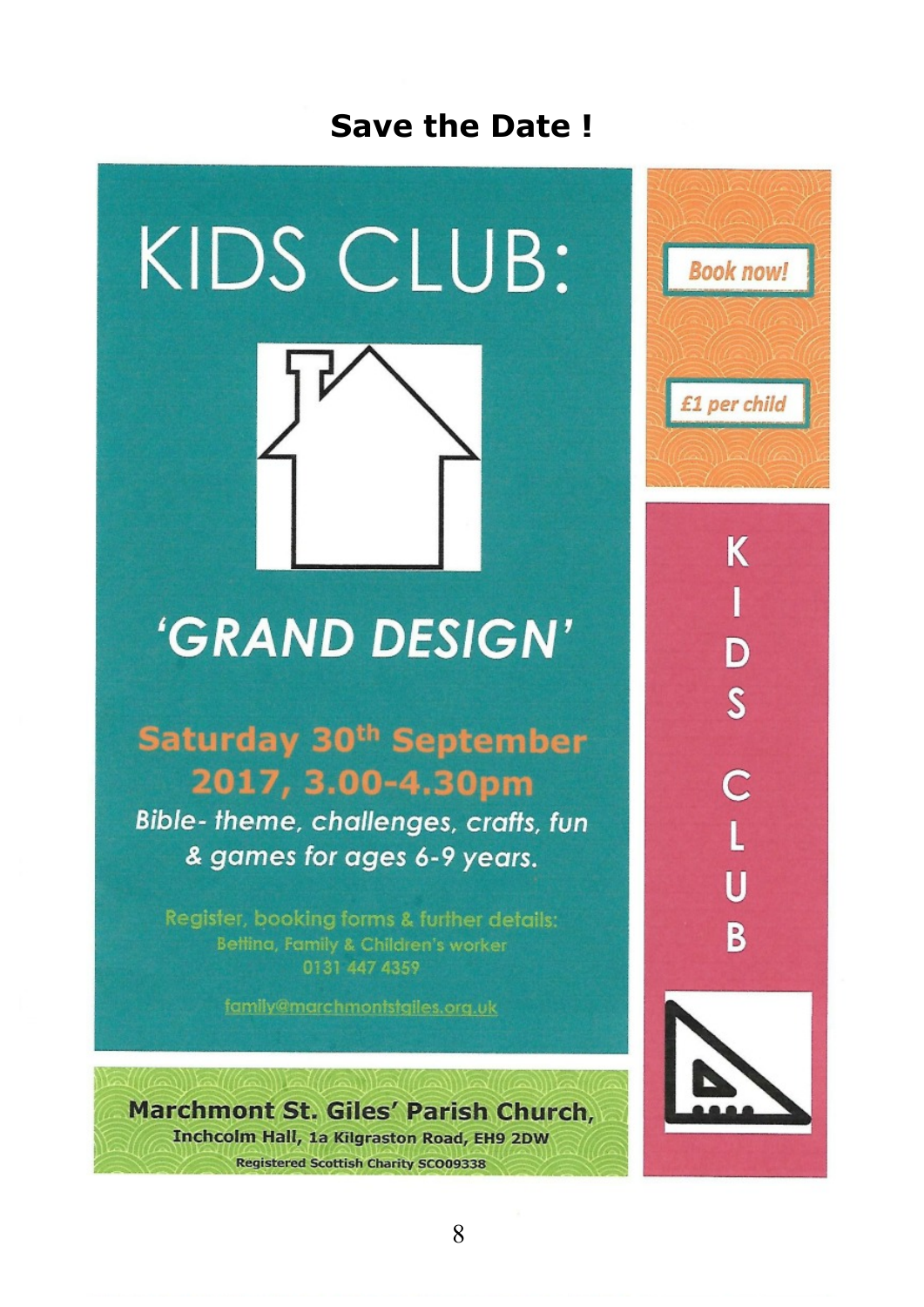# Save the Date !

# KIDS CLUB:

## 'GRAND DESIGN'

**Saturday 30th September 2017, 3.00-4.30pm**

*Bible- theme, challenges, crafts, fun & games for ages 6-9 years.*

Register, booking forms & further details:
Bettina, Family & Children's worker
0131 447 4359

family@marchmontstgiles.org.uk

**Marchmont St. Giles' Parish Church,**
**Inchcolm Hall, 1a Kilgraston Road, EH9 2DW**
Registered Scottish Charity SC009338

*Book now!*

*£1 per child*

KIDS CLUB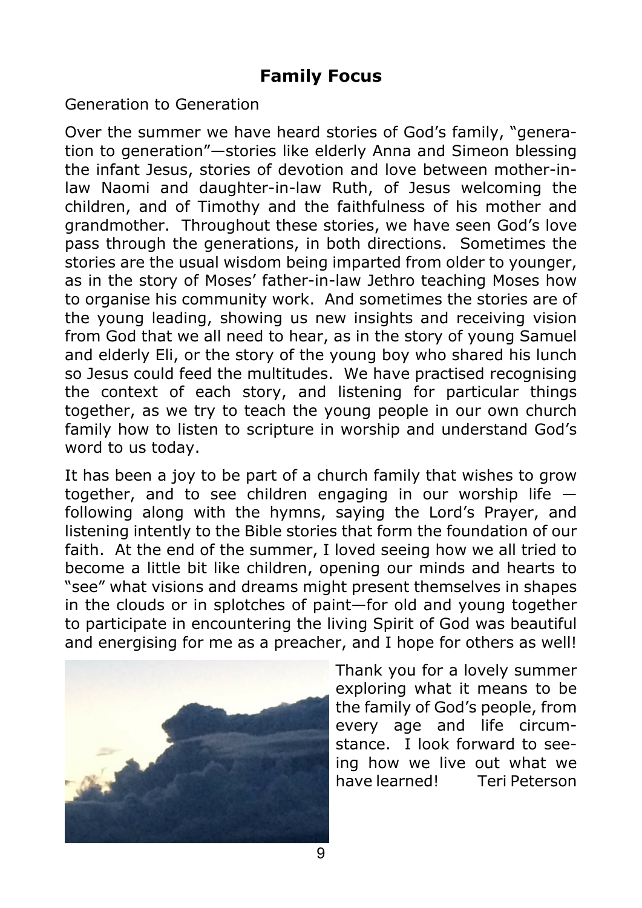## Family Focus

Generation to Generation

Over the summer we have heard stories of God's family, "generation to generation"—stories like elderly Anna and Simeon blessing the infant Jesus, stories of devotion and love between mother-in-law Naomi and daughter-in-law Ruth, of Jesus welcoming the children, and of Timothy and the faithfulness of his mother and grandmother. Throughout these stories, we have seen God's love pass through the generations, in both directions. Sometimes the stories are the usual wisdom being imparted from older to younger, as in the story of Moses' father-in-law Jethro teaching Moses how to organise his community work. And sometimes the stories are of the young leading, showing us new insights and receiving vision from God that we all need to hear, as in the story of young Samuel and elderly Eli, or the story of the young boy who shared his lunch so Jesus could feed the multitudes. We have practised recognising the context of each story, and listening for particular things together, as we try to teach the young people in our own church family how to listen to scripture in worship and understand God's word to us today.

It has been a joy to be part of a church family that wishes to grow together, and to see children engaging in our worship life — following along with the hymns, saying the Lord's Prayer, and listening intently to the Bible stories that form the foundation of our faith. At the end of the summer, I loved seeing how we all tried to become a little bit like children, opening our minds and hearts to "see" what visions and dreams might present themselves in shapes in the clouds or in splotches of paint—for old and young together to participate in encountering the living Spirit of God was beautiful and energising for me as a preacher, and I hope for others as well!

Thank you for a lovely summer exploring what it means to be the family of God's people, from every age and life circumstance. I look forward to seeing how we live out what we have learned! Teri Peterson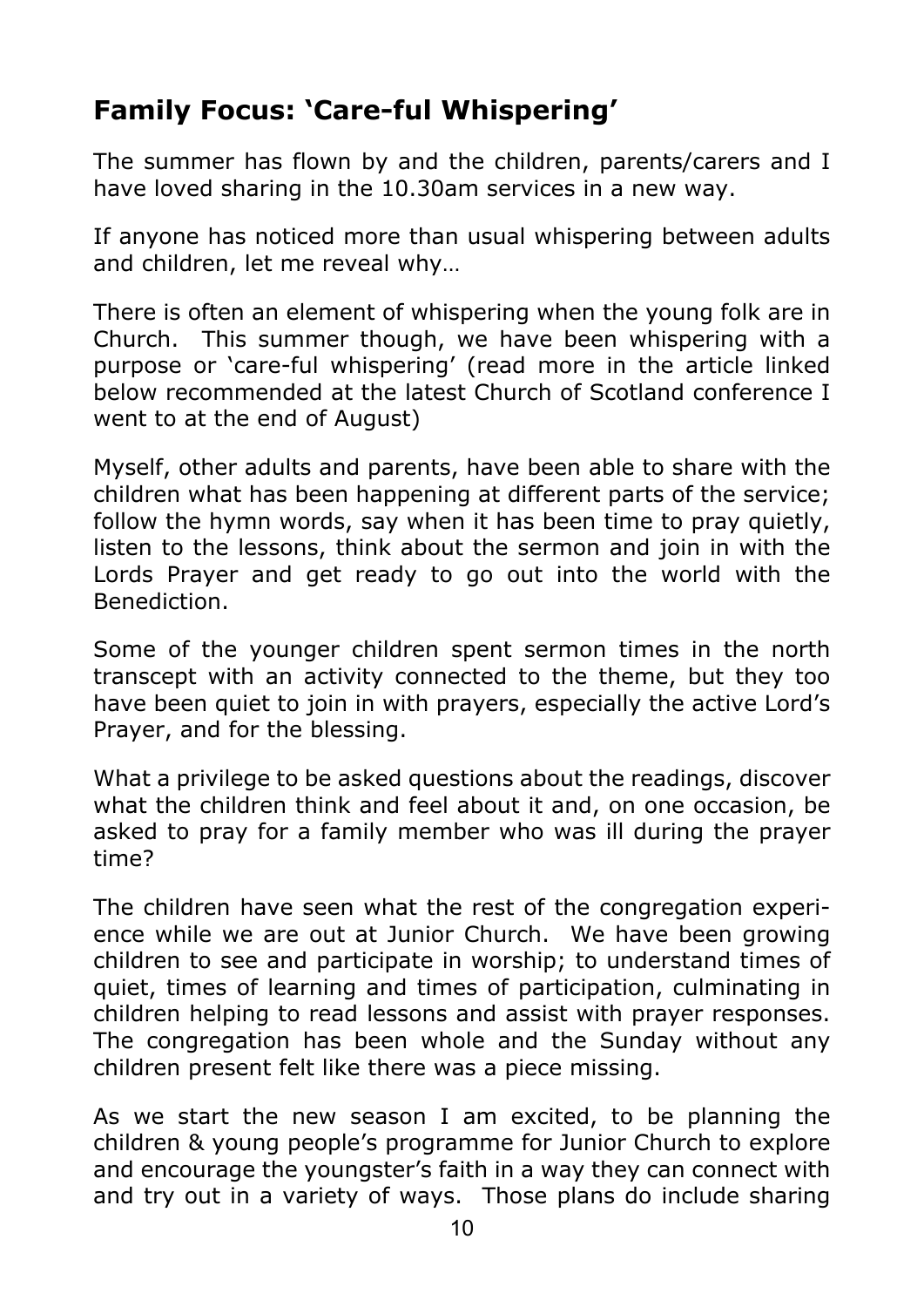## Family Focus: 'Care-ful Whispering'

The summer has flown by and the children, parents/carers and I have loved sharing in the 10.30am services in a new way.

If anyone has noticed more than usual whispering between adults and children, let me reveal why…

There is often an element of whispering when the young folk are in Church. This summer though, we have been whispering with a purpose or 'care-ful whispering' (read more in the article linked below recommended at the latest Church of Scotland conference I went to at the end of August)

Myself, other adults and parents, have been able to share with the children what has been happening at different parts of the service; follow the hymn words, say when it has been time to pray quietly, listen to the lessons, think about the sermon and join in with the Lords Prayer and get ready to go out into the world with the Benediction.

Some of the younger children spent sermon times in the north transcept with an activity connected to the theme, but they too have been quiet to join in with prayers, especially the active Lord's Prayer, and for the blessing.

What a privilege to be asked questions about the readings, discover what the children think and feel about it and, on one occasion, be asked to pray for a family member who was ill during the prayer time?

The children have seen what the rest of the congregation experience while we are out at Junior Church. We have been growing children to see and participate in worship; to understand times of quiet, times of learning and times of participation, culminating in children helping to read lessons and assist with prayer responses. The congregation has been whole and the Sunday without any children present felt like there was a piece missing.

As we start the new season I am excited, to be planning the children & young people's programme for Junior Church to explore and encourage the youngster's faith in a way they can connect with and try out in a variety of ways. Those plans do include sharing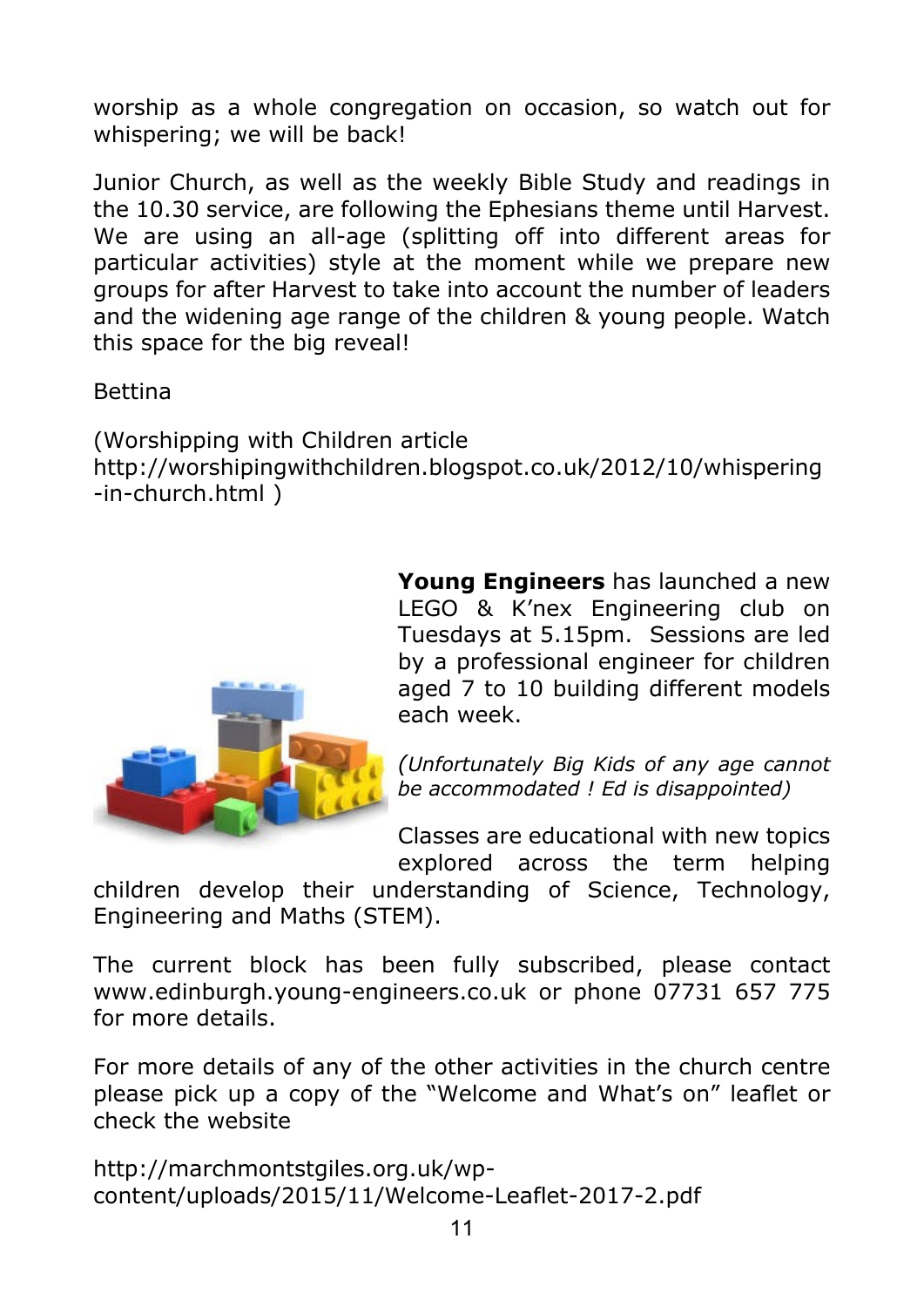worship as a whole congregation on occasion, so watch out for whispering; we will be back!

Junior Church, as well as the weekly Bible Study and readings in the 10.30 service, are following the Ephesians theme until Harvest. We are using an all-age (splitting off into different areas for particular activities) style at the moment while we prepare new groups for after Harvest to take into account the number of leaders and the widening age range of the children & young people. Watch this space for the big reveal!

Bettina

(Worshipping with Children article http://worshipingwithchildren.blogspot.co.uk/2012/10/whispering-in-church.html )

**Young Engineers** has launched a new LEGO & K'nex Engineering club on Tuesdays at 5.15pm. Sessions are led by a professional engineer for children aged 7 to 10 building different models each week.

*(Unfortunately Big Kids of any age cannot be accommodated ! Ed is disappointed)*

Classes are educational with new topics explored across the term helping children develop their understanding of Science, Technology, Engineering and Maths (STEM).

The current block has been fully subscribed, please contact www.edinburgh.young-engineers.co.uk or phone 07731 657 775 for more details.

For more details of any of the other activities in the church centre please pick up a copy of the "Welcome and What's on" leaflet or check the website

http://marchmontstgiles.org.uk/wp-content/uploads/2015/11/Welcome-Leaflet-2017-2.pdf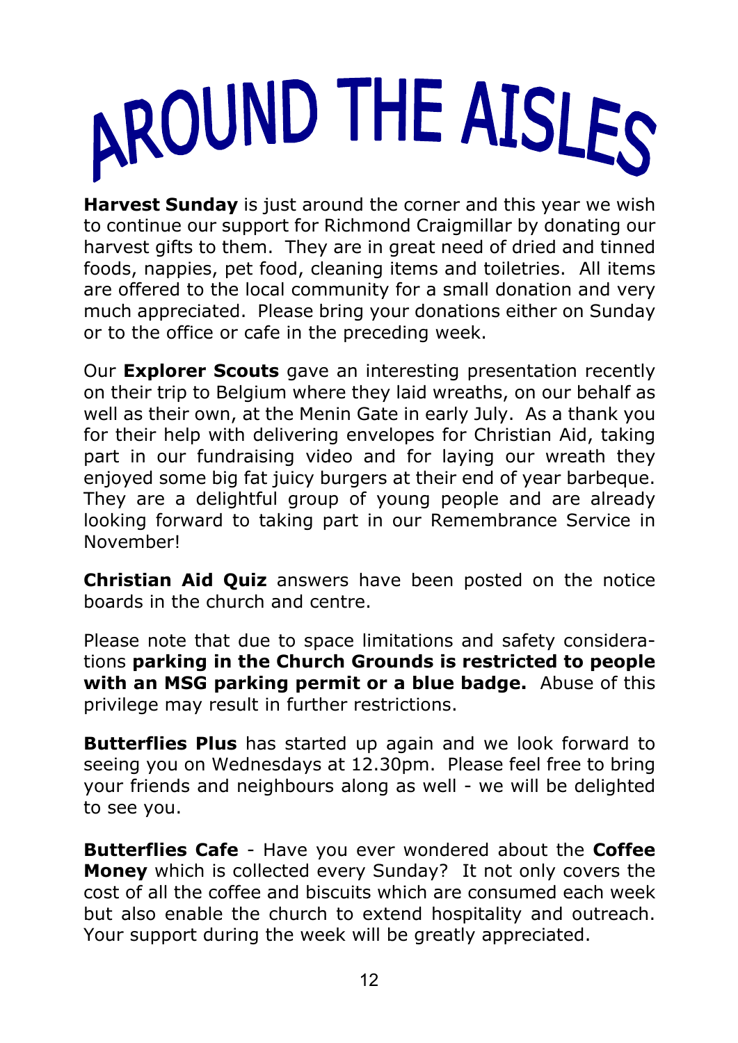# AROUND THE AISLES

**Harvest Sunday** is just around the corner and this year we wish to continue our support for Richmond Craigmillar by donating our harvest gifts to them. They are in great need of dried and tinned foods, nappies, pet food, cleaning items and toiletries. All items are offered to the local community for a small donation and very much appreciated. Please bring your donations either on Sunday or to the office or cafe in the preceding week.

Our **Explorer Scouts** gave an interesting presentation recently on their trip to Belgium where they laid wreaths, on our behalf as well as their own, at the Menin Gate in early July. As a thank you for their help with delivering envelopes for Christian Aid, taking part in our fundraising video and for laying our wreath they enjoyed some big fat juicy burgers at their end of year barbeque. They are a delightful group of young people and are already looking forward to taking part in our Remembrance Service in November!

**Christian Aid Quiz** answers have been posted on the notice boards in the church and centre.

Please note that due to space limitations and safety considerations **parking in the Church Grounds is restricted to people with an MSG parking permit or a blue badge.** Abuse of this privilege may result in further restrictions.

**Butterflies Plus** has started up again and we look forward to seeing you on Wednesdays at 12.30pm. Please feel free to bring your friends and neighbours along as well - we will be delighted to see you.

**Butterflies Cafe** - Have you ever wondered about the **Coffee Money** which is collected every Sunday? It not only covers the cost of all the coffee and biscuits which are consumed each week but also enable the church to extend hospitality and outreach. Your support during the week will be greatly appreciated.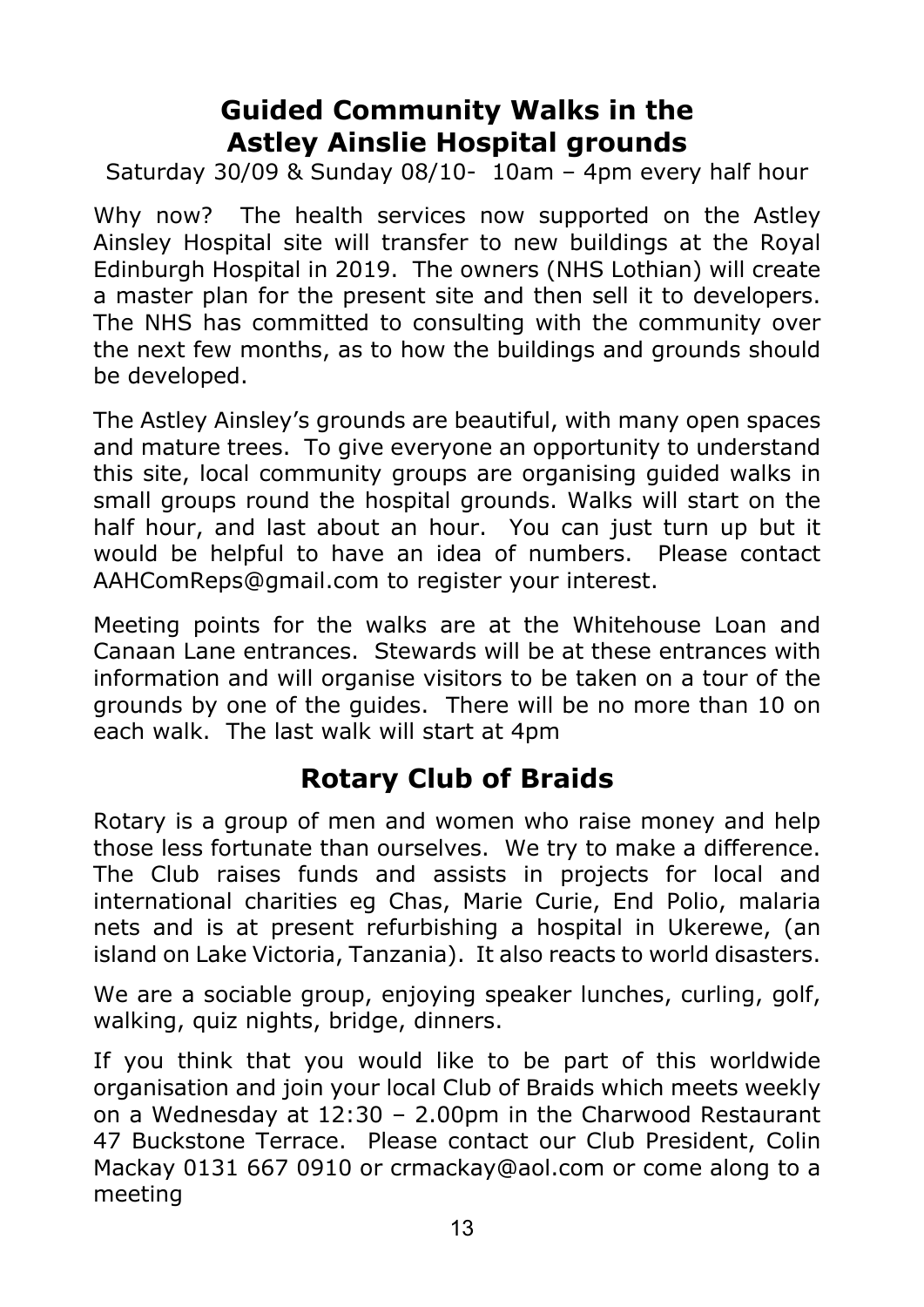## Guided Community Walks in the Astley Ainslie Hospital grounds

Saturday 30/09 & Sunday 08/10- 10am – 4pm every half hour

Why now? The health services now supported on the Astley Ainsley Hospital site will transfer to new buildings at the Royal Edinburgh Hospital in 2019. The owners (NHS Lothian) will create a master plan for the present site and then sell it to developers. The NHS has committed to consulting with the community over the next few months, as to how the buildings and grounds should be developed.

The Astley Ainsley's grounds are beautiful, with many open spaces and mature trees. To give everyone an opportunity to understand this site, local community groups are organising guided walks in small groups round the hospital grounds. Walks will start on the half hour, and last about an hour. You can just turn up but it would be helpful to have an idea of numbers. Please contact AAHComReps@gmail.com to register your interest.

Meeting points for the walks are at the Whitehouse Loan and Canaan Lane entrances. Stewards will be at these entrances with information and will organise visitors to be taken on a tour of the grounds by one of the guides. There will be no more than 10 on each walk. The last walk will start at 4pm

## Rotary Club of Braids

Rotary is a group of men and women who raise money and help those less fortunate than ourselves. We try to make a difference. The Club raises funds and assists in projects for local and international charities eg Chas, Marie Curie, End Polio, malaria nets and is at present refurbishing a hospital in Ukerewe, (an island on Lake Victoria, Tanzania). It also reacts to world disasters.

We are a sociable group, enjoying speaker lunches, curling, golf, walking, quiz nights, bridge, dinners.

If you think that you would like to be part of this worldwide organisation and join your local Club of Braids which meets weekly on a Wednesday at 12:30 – 2.00pm in the Charwood Restaurant 47 Buckstone Terrace. Please contact our Club President, Colin Mackay 0131 667 0910 or crmackay@aol.com or come along to a meeting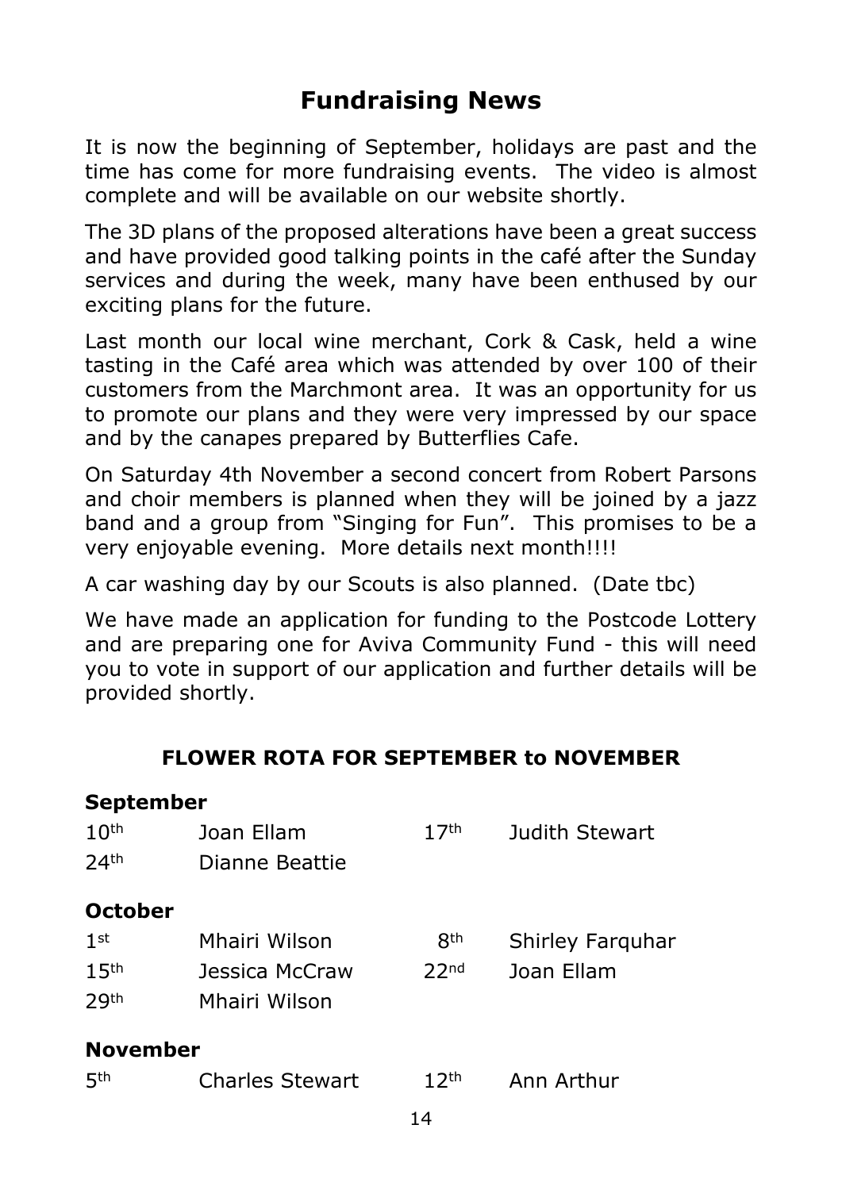# Fundraising News

It is now the beginning of September, holidays are past and the time has come for more fundraising events. The video is almost complete and will be available on our website shortly.

The 3D plans of the proposed alterations have been a great success and have provided good talking points in the café after the Sunday services and during the week, many have been enthused by our exciting plans for the future.

Last month our local wine merchant, Cork & Cask, held a wine tasting in the Café area which was attended by over 100 of their customers from the Marchmont area. It was an opportunity for us to promote our plans and they were very impressed by our space and by the canapes prepared by Butterflies Cafe.

On Saturday 4th November a second concert from Robert Parsons and choir members is planned when they will be joined by a jazz band and a group from "Singing for Fun". This promises to be a very enjoyable evening. More details next month!!!!

A car washing day by our Scouts is also planned. (Date tbc)

We have made an application for funding to the Postcode Lottery and are preparing one for Aviva Community Fund - this will need you to vote in support of our application and further details will be provided shortly.

## FLOWER ROTA FOR SEPTEMBER to NOVEMBER

**September**

| | | | |
|---|---|---|---|
| 10th | Joan Ellam | 17th | Judith Stewart |
| 24th | Dianne Beattie | | |

**October**

| | | | |
|---|---|---|---|
| 1st | Mhairi Wilson | 8th | Shirley Farquhar |
| 15th | Jessica McCraw | 22nd | Joan Ellam |
| 29th | Mhairi Wilson | | |

**November**

| | | | |
|---|---|---|---|
| 5th | Charles Stewart | 12th | Ann Arthur |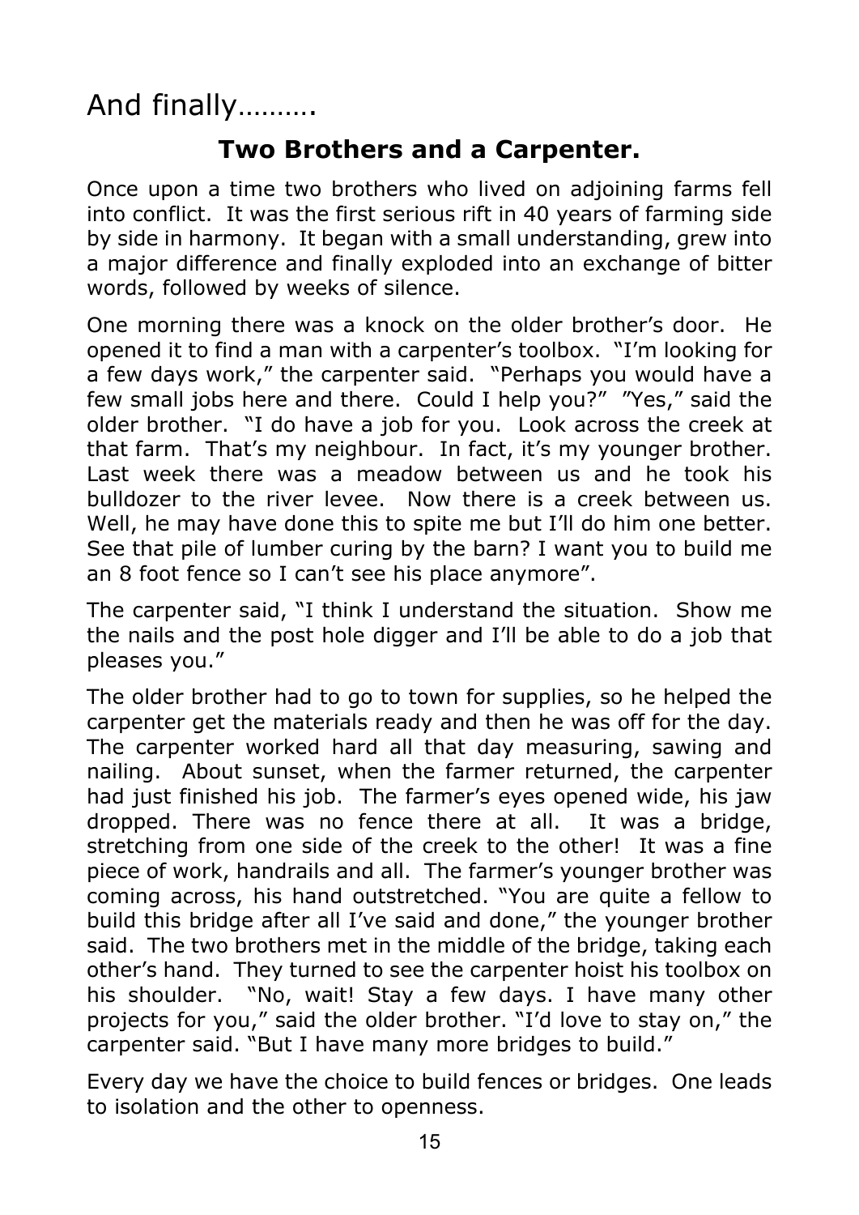# And finally……….

## Two Brothers and a Carpenter.

Once upon a time two brothers who lived on adjoining farms fell into conflict. It was the first serious rift in 40 years of farming side by side in harmony. It began with a small understanding, grew into a major difference and finally exploded into an exchange of bitter words, followed by weeks of silence.

One morning there was a knock on the older brother's door. He opened it to find a man with a carpenter's toolbox. "I'm looking for a few days work," the carpenter said. "Perhaps you would have a few small jobs here and there. Could I help you?" "Yes," said the older brother. "I do have a job for you. Look across the creek at that farm. That's my neighbour. In fact, it's my younger brother. Last week there was a meadow between us and he took his bulldozer to the river levee. Now there is a creek between us. Well, he may have done this to spite me but I'll do him one better. See that pile of lumber curing by the barn? I want you to build me an 8 foot fence so I can't see his place anymore".

The carpenter said, "I think I understand the situation. Show me the nails and the post hole digger and I'll be able to do a job that pleases you."

The older brother had to go to town for supplies, so he helped the carpenter get the materials ready and then he was off for the day. The carpenter worked hard all that day measuring, sawing and nailing. About sunset, when the farmer returned, the carpenter had just finished his job. The farmer's eyes opened wide, his jaw dropped. There was no fence there at all. It was a bridge, stretching from one side of the creek to the other! It was a fine piece of work, handrails and all. The farmer's younger brother was coming across, his hand outstretched. "You are quite a fellow to build this bridge after all I've said and done," the younger brother said. The two brothers met in the middle of the bridge, taking each other's hand. They turned to see the carpenter hoist his toolbox on his shoulder. "No, wait! Stay a few days. I have many other projects for you," said the older brother. "I'd love to stay on," the carpenter said. "But I have many more bridges to build."

Every day we have the choice to build fences or bridges. One leads to isolation and the other to openness.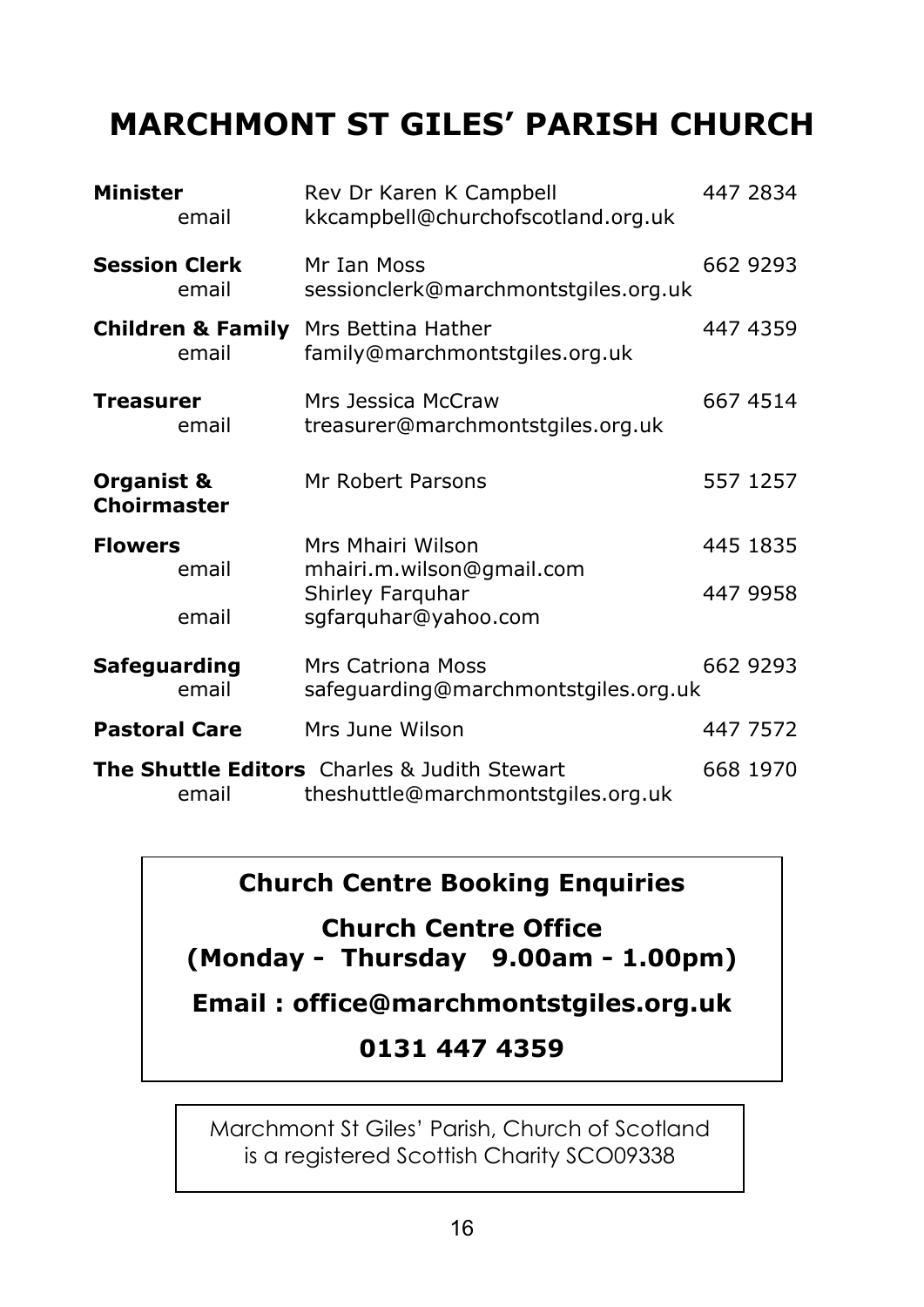# MARCHMONT ST GILES' PARISH CHURCH

| | | |
|---|---|---|
| **Minister** | Rev Dr Karen K Campbell | 447 2834 |
| email | kkcampbell@churchofscotland.org.uk | |
| **Session Clerk** | Mr Ian Moss | 662 9293 |
| email | sessionclerk@marchmontstgiles.org.uk | |
| **Children & Family** | Mrs Bettina Hather | 447 4359 |
| email | family@marchmontstgiles.org.uk | |
| **Treasurer** | Mrs Jessica McCraw | 667 4514 |
| email | treasurer@marchmontstgiles.org.uk | |
| **Organist & Choirmaster** | Mr Robert Parsons | 557 1257 |
| **Flowers** | Mrs Mhairi Wilson | 445 1835 |
| email | mhairi.m.wilson@gmail.com | |
| | Shirley Farquhar | 447 9958 |
| email | sgfarquhar@yahoo.com | |
| **Safeguarding** | Mrs Catriona Moss | 662 9293 |
| email | safeguarding@marchmontstgiles.org.uk | |
| **Pastoral Care** | Mrs June Wilson | 447 7572 |
| **The Shuttle Editors** | Charles & Judith Stewart | 668 1970 |
| email | theshuttle@marchmontstgiles.org.uk | |

**Church Centre Booking Enquiries**

**Church Centre Office**
**(Monday - Thursday 9.00am - 1.00pm)**

**Email : office@marchmontstgiles.org.uk**

**0131 447 4359**

Marchmont St Giles' Parish, Church of Scotland
is a registered Scottish Charity SCO09338